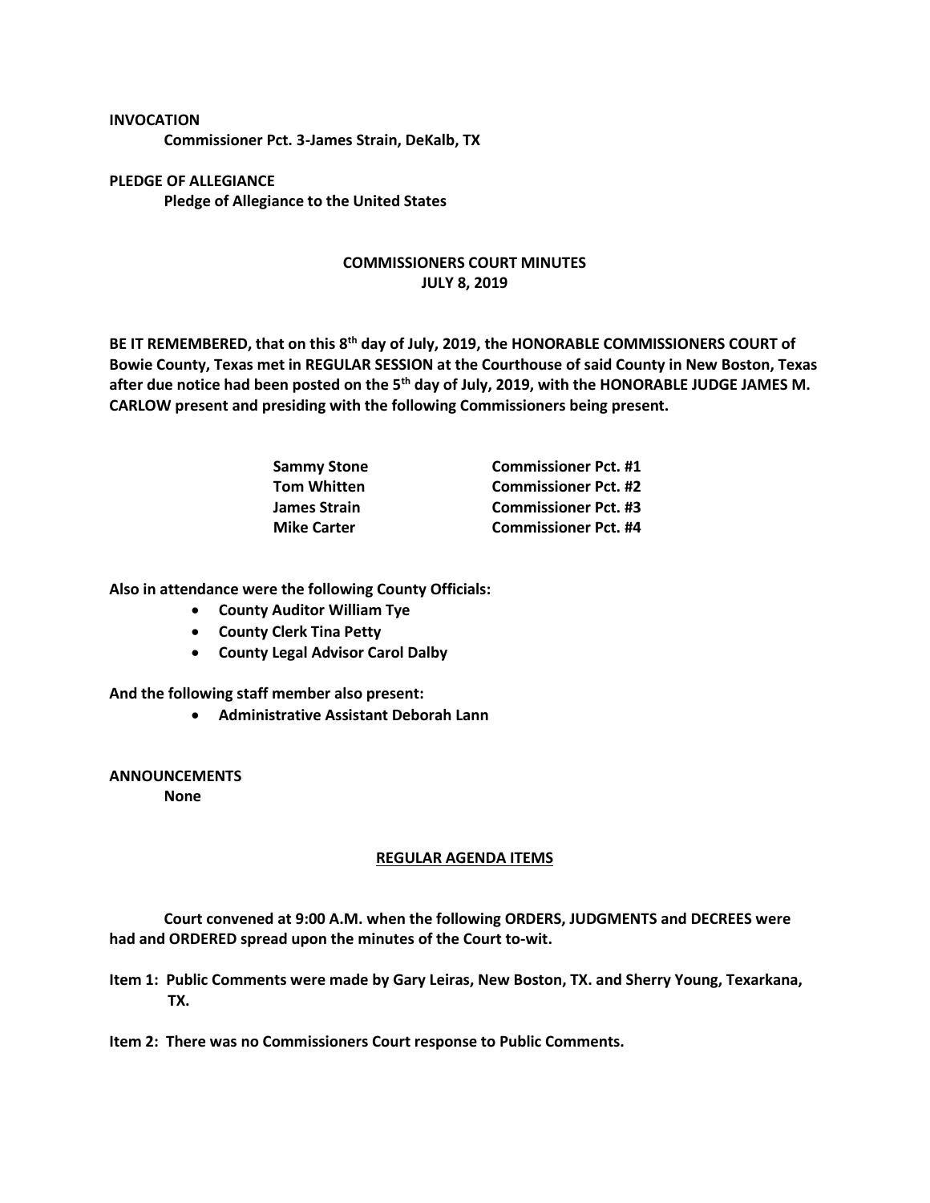**INVOCATION**

**Commissioner Pct. 3-James Strain, DeKalb, TX**

**PLEDGE OF ALLEGIANCE**

**Pledge of Allegiance to the United States**

## COMMISSIONERS COURT MINUTES
## JULY 8, 2019

**BE IT REMEMBERED, that on this 8th day of July, 2019, the HONORABLE COMMISSIONERS COURT of Bowie County, Texas met in REGULAR SESSION at the Courthouse of said County in New Boston, Texas after due notice had been posted on the 5th day of July, 2019, with the HONORABLE JUDGE JAMES M. CARLOW present and presiding with the following Commissioners being present.**

| | |
|---|---|
| **Sammy Stone** | **Commissioner Pct. #1** |
| **Tom Whitten** | **Commissioner Pct. #2** |
| **James Strain** | **Commissioner Pct. #3** |
| **Mike Carter** | **Commissioner Pct. #4** |

**Also in attendance were the following County Officials:**

- **County Auditor William Tye**
- **County Clerk Tina Petty**
- **County Legal Advisor Carol Dalby**

**And the following staff member also present:**

- **Administrative Assistant Deborah Lann**

**ANNOUNCEMENTS**

**None**

## REGULAR AGENDA ITEMS

**Court convened at 9:00 A.M. when the following ORDERS, JUDGMENTS and DECREES were had and ORDERED spread upon the minutes of the Court to-wit.**

**Item 1: Public Comments were made by Gary Leiras, New Boston, TX. and Sherry Young, Texarkana, TX.**

**Item 2: There was no Commissioners Court response to Public Comments.**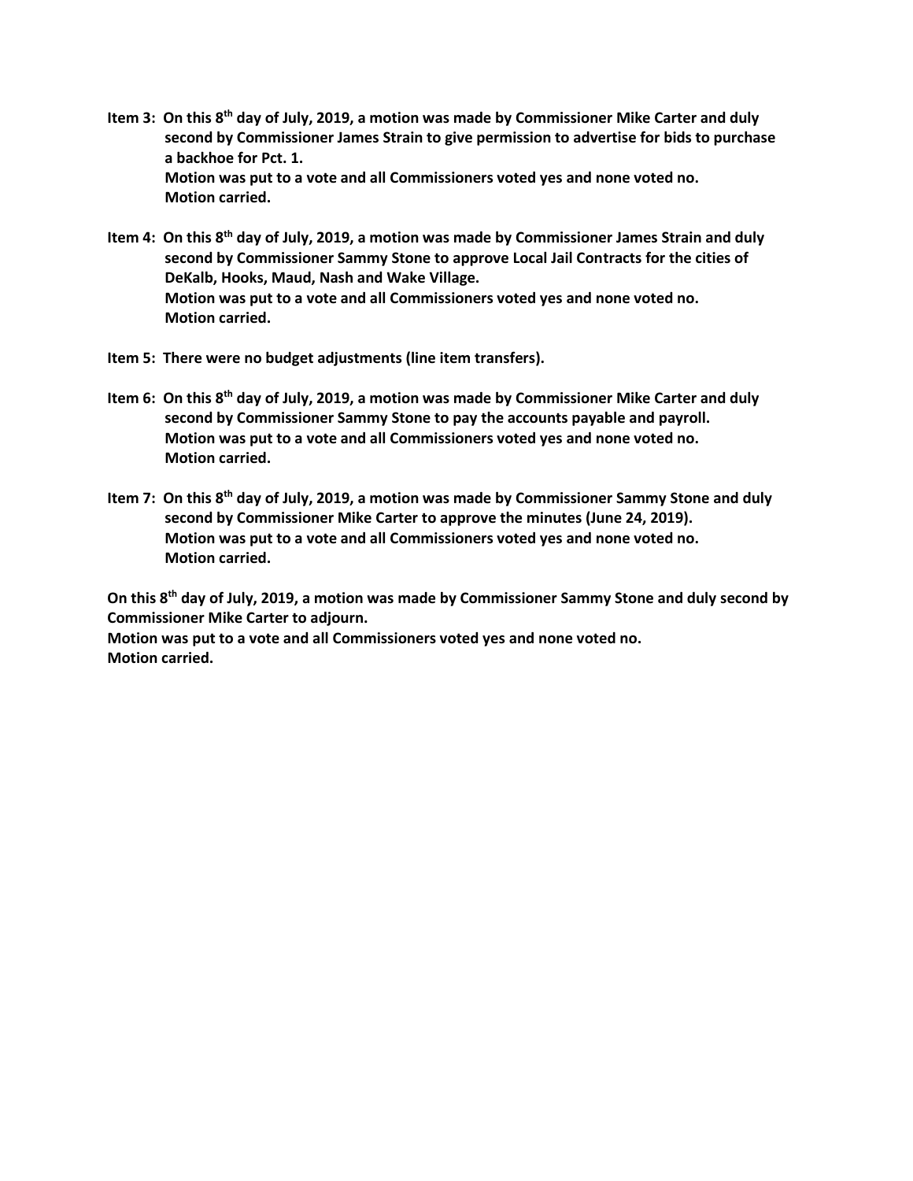**Item 3: On this 8th day of July, 2019, a motion was made by Commissioner Mike Carter and duly second by Commissioner James Strain to give permission to advertise for bids to purchase a backhoe for Pct. 1.**
**Motion was put to a vote and all Commissioners voted yes and none voted no.**
**Motion carried.**

**Item 4: On this 8th day of July, 2019, a motion was made by Commissioner James Strain and duly second by Commissioner Sammy Stone to approve Local Jail Contracts for the cities of DeKalb, Hooks, Maud, Nash and Wake Village.**
**Motion was put to a vote and all Commissioners voted yes and none voted no.**
**Motion carried.**

**Item 5: There were no budget adjustments (line item transfers).**

**Item 6: On this 8th day of July, 2019, a motion was made by Commissioner Mike Carter and duly second by Commissioner Sammy Stone to pay the accounts payable and payroll.**
**Motion was put to a vote and all Commissioners voted yes and none voted no.**
**Motion carried.**

**Item 7: On this 8th day of July, 2019, a motion was made by Commissioner Sammy Stone and duly second by Commissioner Mike Carter to approve the minutes (June 24, 2019).**
**Motion was put to a vote and all Commissioners voted yes and none voted no.**
**Motion carried.**

**On this 8th day of July, 2019, a motion was made by Commissioner Sammy Stone and duly second by Commissioner Mike Carter to adjourn.**
**Motion was put to a vote and all Commissioners voted yes and none voted no.**
**Motion carried.**